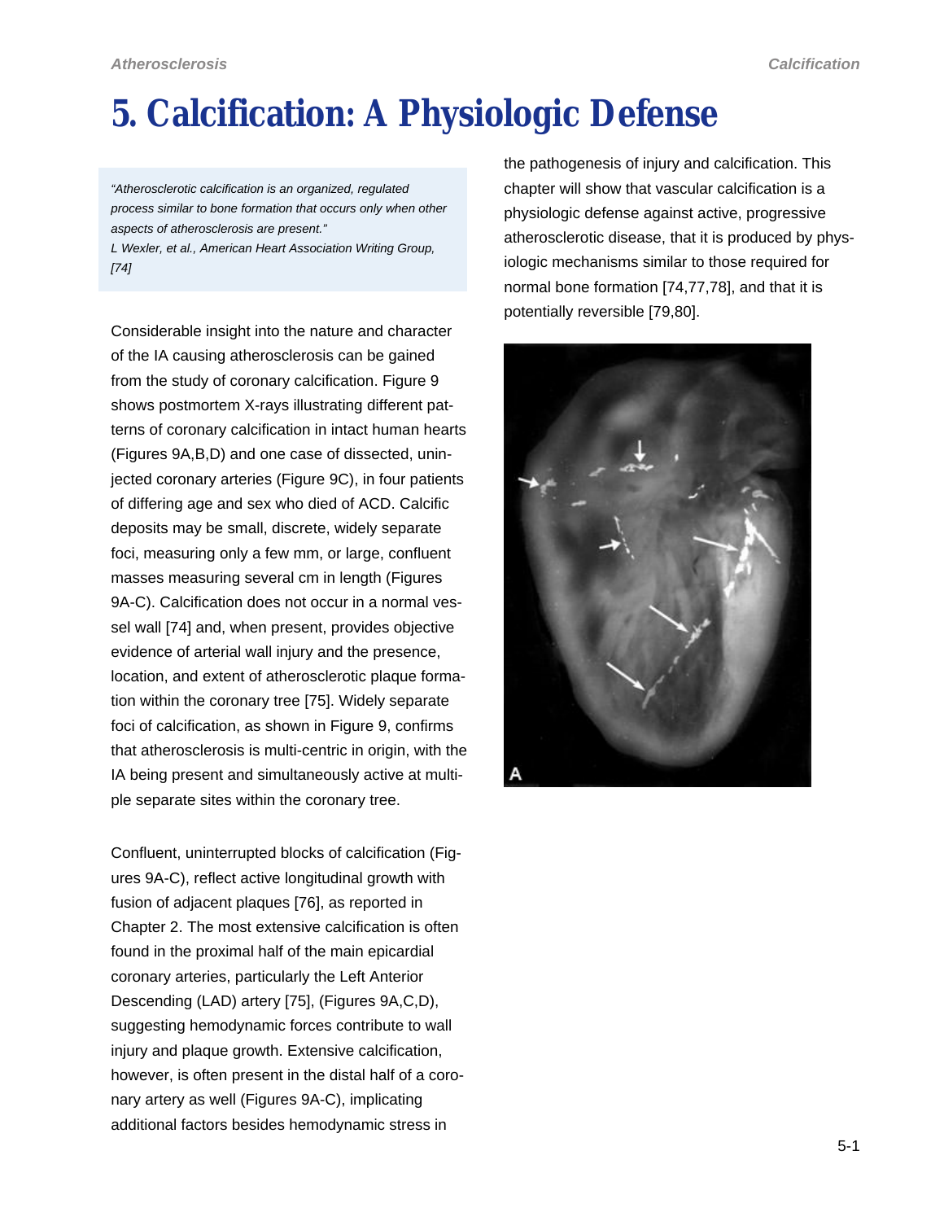# 5. Calcification: A Physiologic Defense

> *"Atherosclerotic calcification is an organized, regulated process similar to bone formation that occurs only when other aspects of atherosclerosis are present."*
> *L Wexler, et al., American Heart Association Writing Group, [74]*

Considerable insight into the nature and character of the IA causing atherosclerosis can be gained from the study of coronary calcification. Figure 9 shows postmortem X-rays illustrating different patterns of coronary calcification in intact human hearts (Figures 9A,B,D) and one case of dissected, uninjected coronary arteries (Figure 9C), in four patients of differing age and sex who died of ACD. Calcific deposits may be small, discrete, widely separate foci, measuring only a few mm, or large, confluent masses measuring several cm in length (Figures 9A-C). Calcification does not occur in a normal vessel wall [74] and, when present, provides objective evidence of arterial wall injury and the presence, location, and extent of atherosclerotic plaque formation within the coronary tree [75]. Widely separate foci of calcification, as shown in Figure 9, confirms that atherosclerosis is multi-centric in origin, with the IA being present and simultaneously active at multiple separate sites within the coronary tree.

Confluent, uninterrupted blocks of calcification (Figures 9A-C), reflect active longitudinal growth with fusion of adjacent plaques [76], as reported in Chapter 2. The most extensive calcification is often found in the proximal half of the main epicardial coronary arteries, particularly the Left Anterior Descending (LAD) artery [75], (Figures 9A,C,D), suggesting hemodynamic forces contribute to wall injury and plaque growth. Extensive calcification, however, is often present in the distal half of a coronary artery as well (Figures 9A-C), implicating additional factors besides hemodynamic stress in the pathogenesis of injury and calcification. This chapter will show that vascular calcification is a physiologic defense against active, progressive atherosclerotic disease, that it is produced by physiologic mechanisms similar to those required for normal bone formation [74,77,78], and that it is potentially reversible [79,80].

A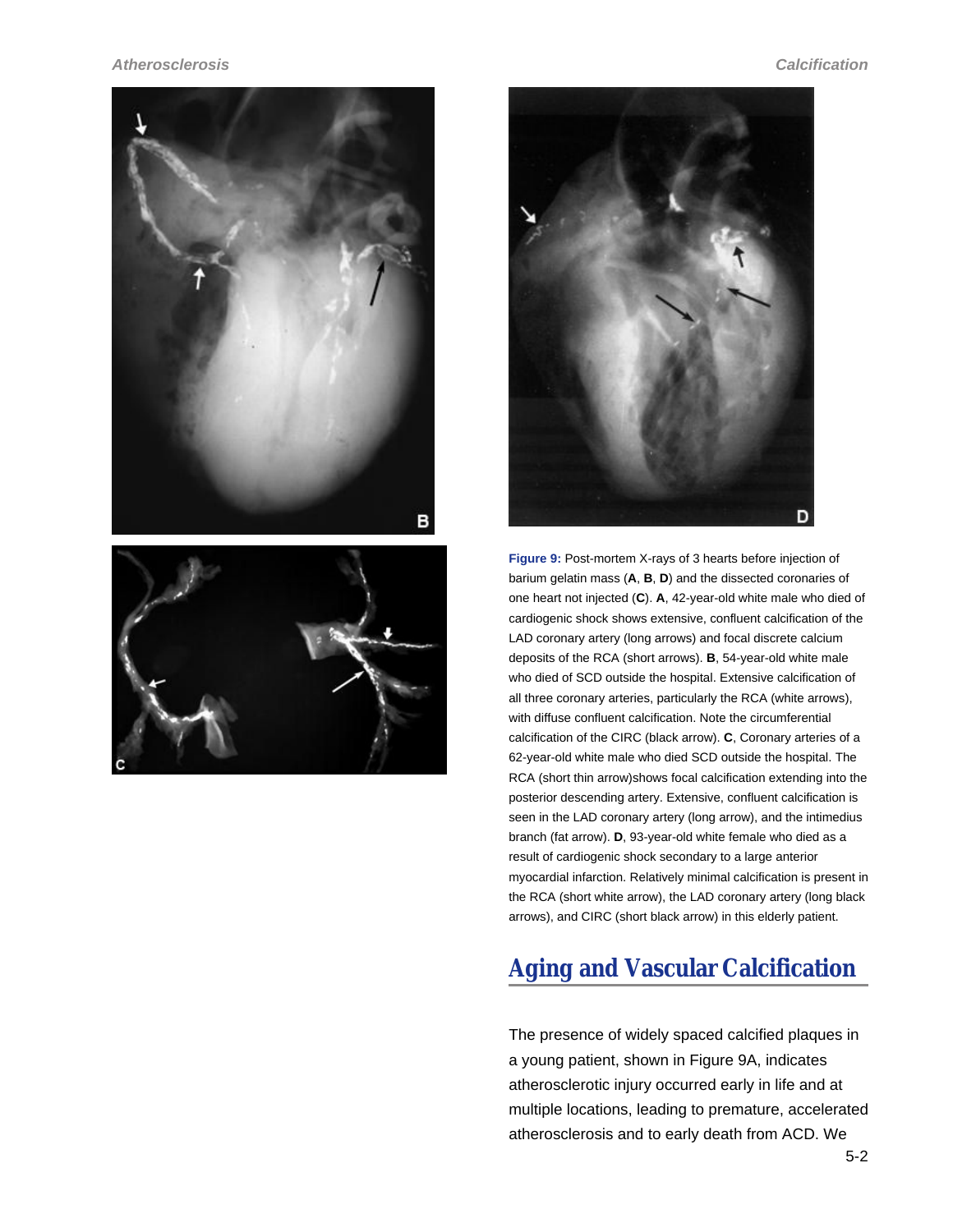**Figure 9:** Post-mortem X-rays of 3 hearts before injection of barium gelatin mass (**A**, **B**, **D**) and the dissected coronaries of one heart not injected (**C**). **A**, 42-year-old white male who died of cardiogenic shock shows extensive, confluent calcification of the LAD coronary artery (long arrows) and focal discrete calcium deposits of the RCA (short arrows). **B**, 54-year-old white male who died of SCD outside the hospital. Extensive calcification of all three coronary arteries, particularly the RCA (white arrows), with diffuse confluent calcification. Note the circumferential calcification of the CIRC (black arrow). **C**, Coronary arteries of a 62-year-old white male who died SCD outside the hospital. The RCA (short thin arrow)shows focal calcification extending into the posterior descending artery. Extensive, confluent calcification is seen in the LAD coronary artery (long arrow), and the intimedius branch (fat arrow). **D**, 93-year-old white female who died as a result of cardiogenic shock secondary to a large anterior myocardial infarction. Relatively minimal calcification is present in the RCA (short white arrow), the LAD coronary artery (long black arrows), and CIRC (short black arrow) in this elderly patient.

## Aging and Vascular Calcification

The presence of widely spaced calcified plaques in a young patient, shown in Figure 9A, indicates atherosclerotic injury occurred early in life and at multiple locations, leading to premature, accelerated atherosclerosis and to early death from ACD. We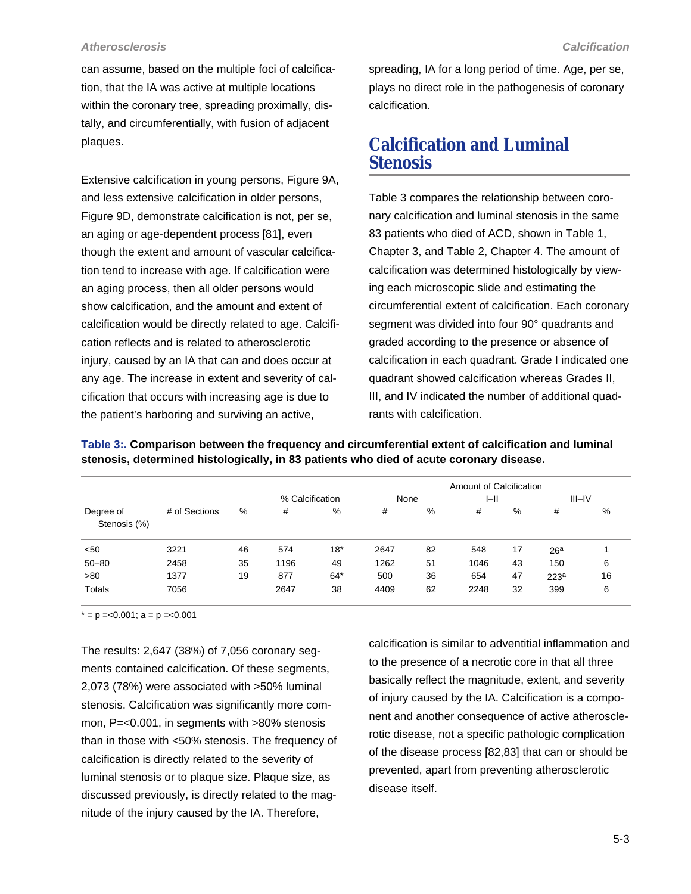can assume, based on the multiple foci of calcification, that the IA was active at multiple locations within the coronary tree, spreading proximally, distally, and circumferentially, with fusion of adjacent plaques.

Extensive calcification in young persons, Figure 9A, and less extensive calcification in older persons, Figure 9D, demonstrate calcification is not, per se, an aging or age-dependent process [81], even though the extent and amount of vascular calcification tend to increase with age. If calcification were an aging process, then all older persons would show calcification, and the amount and extent of calcification would be directly related to age. Calcification reflects and is related to atherosclerotic injury, caused by an IA that can and does occur at any age. The increase in extent and severity of calcification that occurs with increasing age is due to the patient's harboring and surviving an active, spreading, IA for a long period of time. Age, per se, plays no direct role in the pathogenesis of coronary calcification.

## Calcification and Luminal Stenosis

Table 3 compares the relationship between coronary calcification and luminal stenosis in the same 83 patients who died of ACD, shown in Table 1, Chapter 3, and Table 2, Chapter 4. The amount of calcification was determined histologically by viewing each microscopic slide and estimating the circumferential extent of calcification. Each coronary segment was divided into four 90° quadrants and graded according to the presence or absence of calcification in each quadrant. Grade I indicated one quadrant showed calcification whereas Grades II, III, and IV indicated the number of additional quadrants with calcification.

**Table 3:. Comparison between the frequency and circumferential extent of calcification and luminal stenosis, determined histologically, in 83 patients who died of acute coronary disease.**

| | | | | | Amount of Calcification | | | | | |
|---|---|---|---|---|---|---|---|---|---|---|
| | | | % Calcification | | None | | I–II | | III–IV | |
| Degree of Stenosis (%) | # of Sections | % | # | % | # | % | # | % | # | % |
| <50 | 3221 | 46 | 574 | 18* | 2647 | 82 | 548 | 17 | 26[a] | 1 |
| 50–80 | 2458 | 35 | 1196 | 49 | 1262 | 51 | 1046 | 43 | 150 | 6 |
| >80 | 1377 | 19 | 877 | 64* | 500 | 36 | 654 | 47 | 223[a] | 16 |
| Totals | 7056 | | 2647 | 38 | 4409 | 62 | 2248 | 32 | 399 | 6 |

* = p =<0.001; a = p =<0.001

The results: 2,647 (38%) of 7,056 coronary segments contained calcification. Of these segments, 2,073 (78%) were associated with >50% luminal stenosis. Calcification was significantly more common, P=<0.001, in segments with >80% stenosis than in those with <50% stenosis. The frequency of calcification is directly related to the severity of luminal stenosis or to plaque size. Plaque size, as discussed previously, is directly related to the magnitude of the injury caused by the IA. Therefore, calcification is similar to adventitial inflammation and to the presence of a necrotic core in that all three basically reflect the magnitude, extent, and severity of injury caused by the IA. Calcification is a component and another consequence of active atherosclerotic disease, not a specific pathologic complication of the disease process [82,83] that can or should be prevented, apart from preventing atherosclerotic disease itself.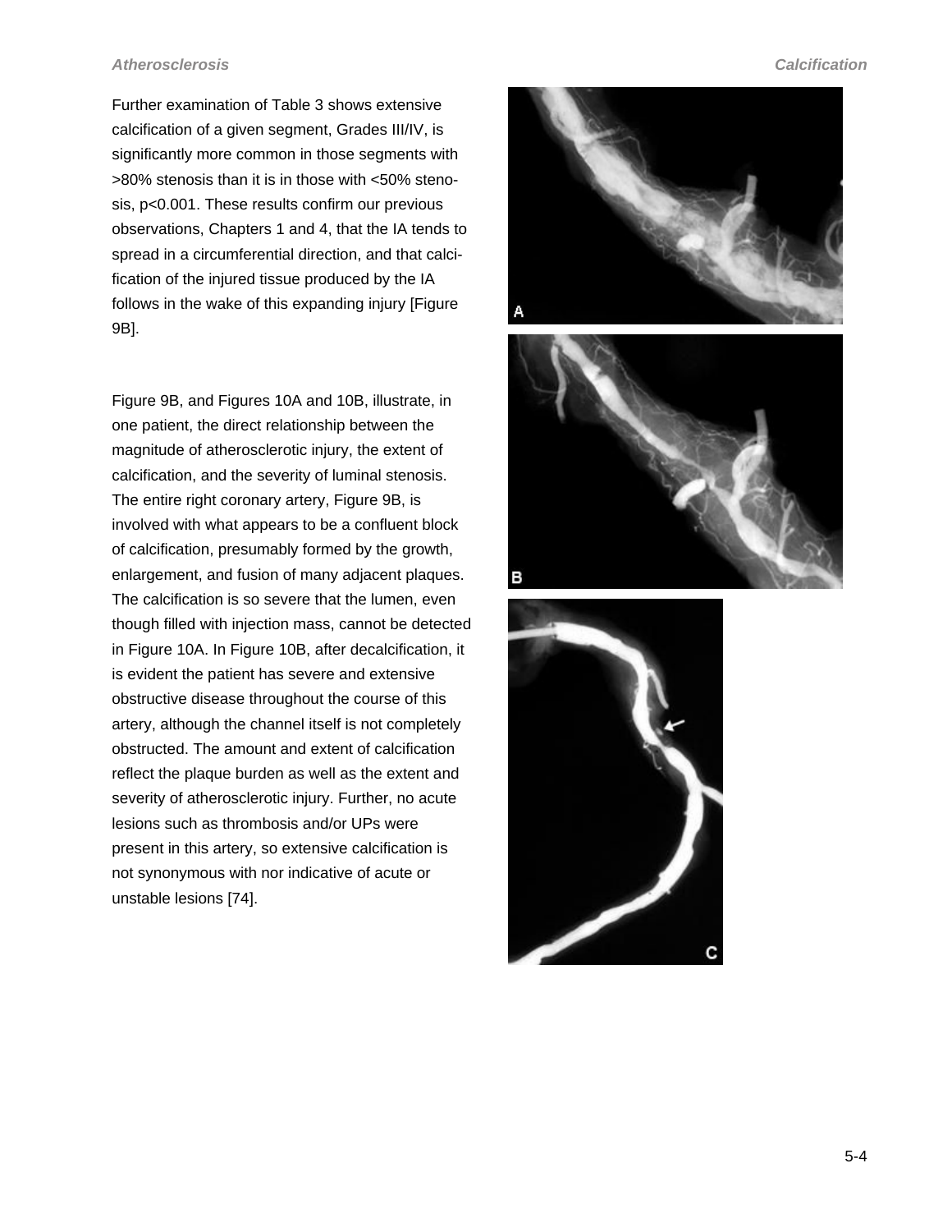Further examination of Table 3 shows extensive calcification of a given segment, Grades III/IV, is significantly more common in those segments with >80% stenosis than it is in those with <50% stenosis, $p<0.001$. These results confirm our previous observations, Chapters 1 and 4, that the IA tends to spread in a circumferential direction, and that calcification of the injured tissue produced by the IA follows in the wake of this expanding injury [Figure 9B].

Figure 9B, and Figures 10A and 10B, illustrate, in one patient, the direct relationship between the magnitude of atherosclerotic injury, the extent of calcification, and the severity of luminal stenosis. The entire right coronary artery, Figure 9B, is involved with what appears to be a confluent block of calcification, presumably formed by the growth, enlargement, and fusion of many adjacent plaques. The calcification is so severe that the lumen, even though filled with injection mass, cannot be detected in Figure 10A. In Figure 10B, after decalcification, it is evident the patient has severe and extensive obstructive disease throughout the course of this artery, although the channel itself is not completely obstructed. The amount and extent of calcification reflect the plaque burden as well as the extent and severity of atherosclerotic injury. Further, no acute lesions such as thrombosis and/or UPs were present in this artery, so extensive calcification is not synonymous with nor indicative of acute or unstable lesions [74].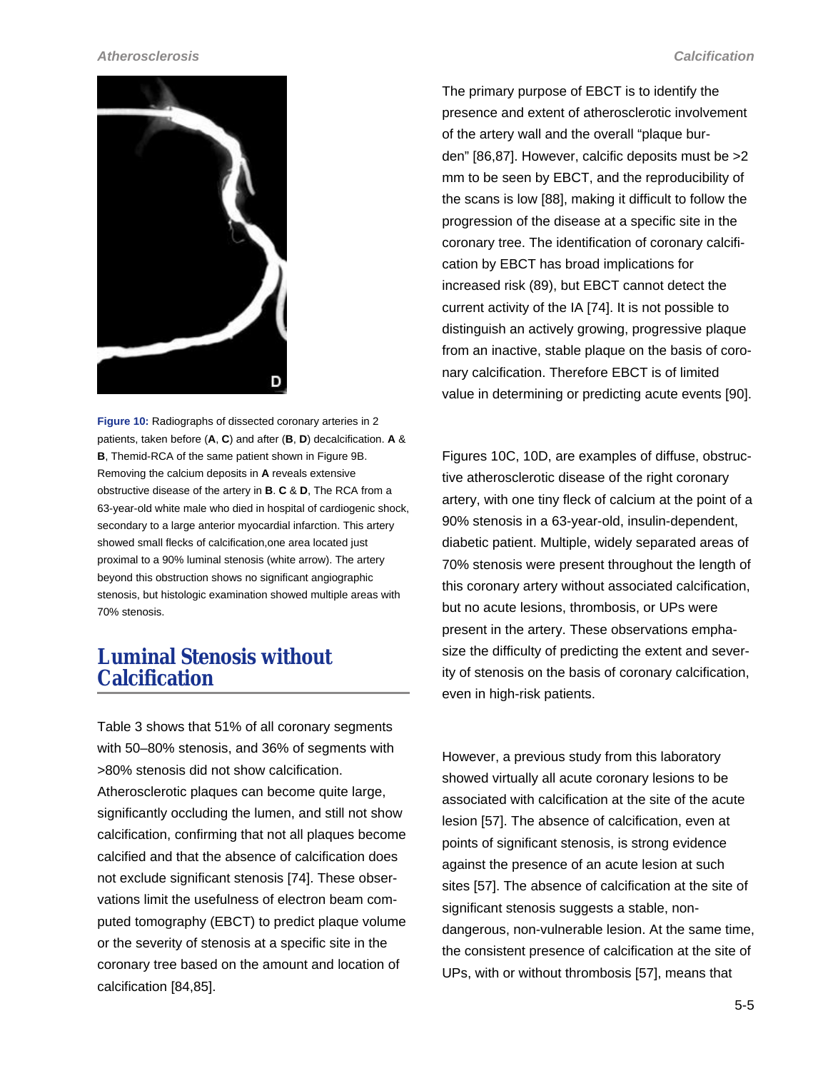**Figure 10:** Radiographs of dissected coronary arteries in 2 patients, taken before (**A**, **C**) and after (**B**, **D**) decalcification. **A** & **B**, Themid-RCA of the same patient shown in Figure 9B. Removing the calcium deposits in **A** reveals extensive obstructive disease of the artery in **B**. **C** & **D**, The RCA from a 63-year-old white male who died in hospital of cardiogenic shock, secondary to a large anterior myocardial infarction. This artery showed small flecks of calcification,one area located just proximal to a 90% luminal stenosis (white arrow). The artery beyond this obstruction shows no significant angiographic stenosis, but histologic examination showed multiple areas with 70% stenosis.

## Luminal Stenosis without Calcification

Table 3 shows that 51% of all coronary segments with 50–80% stenosis, and 36% of segments with >80% stenosis did not show calcification. Atherosclerotic plaques can become quite large, significantly occluding the lumen, and still not show calcification, confirming that not all plaques become calcified and that the absence of calcification does not exclude significant stenosis [74]. These observations limit the usefulness of electron beam computed tomography (EBCT) to predict plaque volume or the severity of stenosis at a specific site in the coronary tree based on the amount and location of calcification [84,85].

The primary purpose of EBCT is to identify the presence and extent of atherosclerotic involvement of the artery wall and the overall "plaque burden" [86,87]. However, calcific deposits must be >2 mm to be seen by EBCT, and the reproducibility of the scans is low [88], making it difficult to follow the progression of the disease at a specific site in the coronary tree. The identification of coronary calcification by EBCT has broad implications for increased risk (89), but EBCT cannot detect the current activity of the IA [74]. It is not possible to distinguish an actively growing, progressive plaque from an inactive, stable plaque on the basis of coronary calcification. Therefore EBCT is of limited value in determining or predicting acute events [90].

Figures 10C, 10D, are examples of diffuse, obstructive atherosclerotic disease of the right coronary artery, with one tiny fleck of calcium at the point of a 90% stenosis in a 63-year-old, insulin-dependent, diabetic patient. Multiple, widely separated areas of 70% stenosis were present throughout the length of this coronary artery without associated calcification, but no acute lesions, thrombosis, or UPs were present in the artery. These observations emphasize the difficulty of predicting the extent and severity of stenosis on the basis of coronary calcification, even in high-risk patients.

However, a previous study from this laboratory showed virtually all acute coronary lesions to be associated with calcification at the site of the acute lesion [57]. The absence of calcification, even at points of significant stenosis, is strong evidence against the presence of an acute lesion at such sites [57]. The absence of calcification at the site of significant stenosis suggests a stable, non-dangerous, non-vulnerable lesion. At the same time, the consistent presence of calcification at the site of UPs, with or without thrombosis [57], means that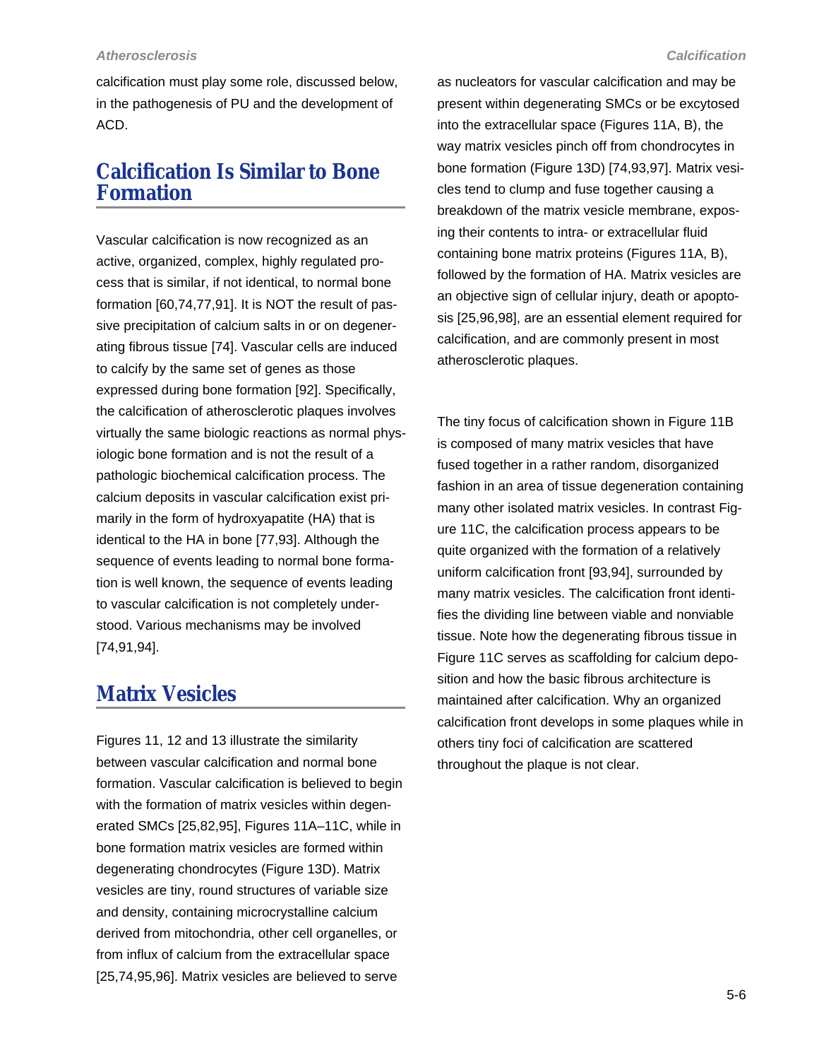calcification must play some role, discussed below, in the pathogenesis of PU and the development of ACD.

## Calcification Is Similar to Bone Formation

Vascular calcification is now recognized as an active, organized, complex, highly regulated process that is similar, if not identical, to normal bone formation [60,74,77,91]. It is NOT the result of passive precipitation of calcium salts in or on degenerating fibrous tissue [74]. Vascular cells are induced to calcify by the same set of genes as those expressed during bone formation [92]. Specifically, the calcification of atherosclerotic plaques involves virtually the same biologic reactions as normal physiologic bone formation and is not the result of a pathologic biochemical calcification process. The calcium deposits in vascular calcification exist primarily in the form of hydroxyapatite (HA) that is identical to the HA in bone [77,93]. Although the sequence of events leading to normal bone formation is well known, the sequence of events leading to vascular calcification is not completely understood. Various mechanisms may be involved [74,91,94].

## Matrix Vesicles

Figures 11, 12 and 13 illustrate the similarity between vascular calcification and normal bone formation. Vascular calcification is believed to begin with the formation of matrix vesicles within degenerated SMCs [25,82,95], Figures 11A–11C, while in bone formation matrix vesicles are formed within degenerating chondrocytes (Figure 13D). Matrix vesicles are tiny, round structures of variable size and density, containing microcrystalline calcium derived from mitochondria, other cell organelles, or from influx of calcium from the extracellular space [25,74,95,96]. Matrix vesicles are believed to serve as nucleators for vascular calcification and may be present within degenerating SMCs or be excytosed into the extracellular space (Figures 11A, B), the way matrix vesicles pinch off from chondrocytes in bone formation (Figure 13D) [74,93,97]. Matrix vesicles tend to clump and fuse together causing a breakdown of the matrix vesicle membrane, exposing their contents to intra- or extracellular fluid containing bone matrix proteins (Figures 11A, B), followed by the formation of HA. Matrix vesicles are an objective sign of cellular injury, death or apoptosis [25,96,98], are an essential element required for calcification, and are commonly present in most atherosclerotic plaques.

The tiny focus of calcification shown in Figure 11B is composed of many matrix vesicles that have fused together in a rather random, disorganized fashion in an area of tissue degeneration containing many other isolated matrix vesicles. In contrast Figure 11C, the calcification process appears to be quite organized with the formation of a relatively uniform calcification front [93,94], surrounded by many matrix vesicles. The calcification front identifies the dividing line between viable and nonviable tissue. Note how the degenerating fibrous tissue in Figure 11C serves as scaffolding for calcium deposition and how the basic fibrous architecture is maintained after calcification. Why an organized calcification front develops in some plaques while in others tiny foci of calcification are scattered throughout the plaque is not clear.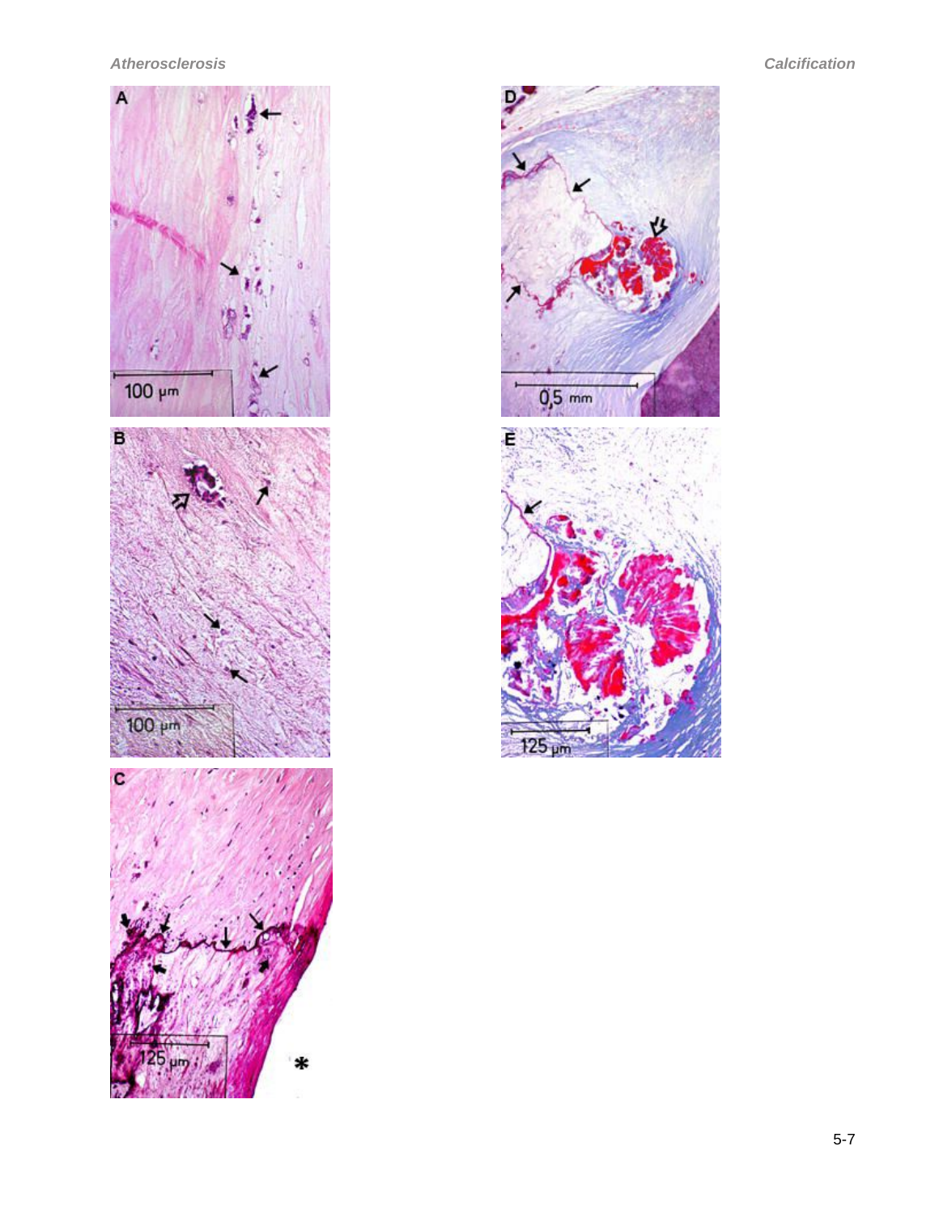*Atherosclerosis*

*Calcification*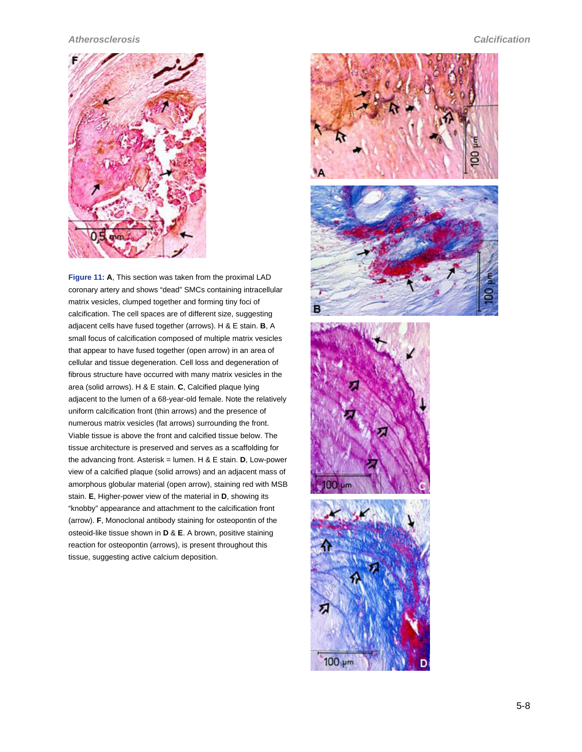**Figure 11:** **A**, This section was taken from the proximal LAD coronary artery and shows "dead" SMCs containing intracellular matrix vesicles, clumped together and forming tiny foci of calcification. The cell spaces are of different size, suggesting adjacent cells have fused together (arrows). H & E stain. **B**, A small focus of calcification composed of multiple matrix vesicles that appear to have fused together (open arrow) in an area of cellular and tissue degeneration. Cell loss and degeneration of fibrous structure have occurred with many matrix vesicles in the area (solid arrows). H & E stain. **C**, Calcified plaque lying adjacent to the lumen of a 68-year-old female. Note the relatively uniform calcification front (thin arrows) and the presence of numerous matrix vesicles (fat arrows) surrounding the front. Viable tissue is above the front and calcified tissue below. The tissue architecture is preserved and serves as a scaffolding for the advancing front. Asterisk = lumen. H & E stain. **D**, Low-power view of a calcified plaque (solid arrows) and an adjacent mass of amorphous globular material (open arrow), staining red with MSB stain. **E**, Higher-power view of the material in **D**, showing its "knobby" appearance and attachment to the calcification front (arrow). **F**, Monoclonal antibody staining for osteopontin of the osteoid-like tissue shown in **D** & **E**. A brown, positive staining reaction for osteopontin (arrows), is present throughout this tissue, suggesting active calcium deposition.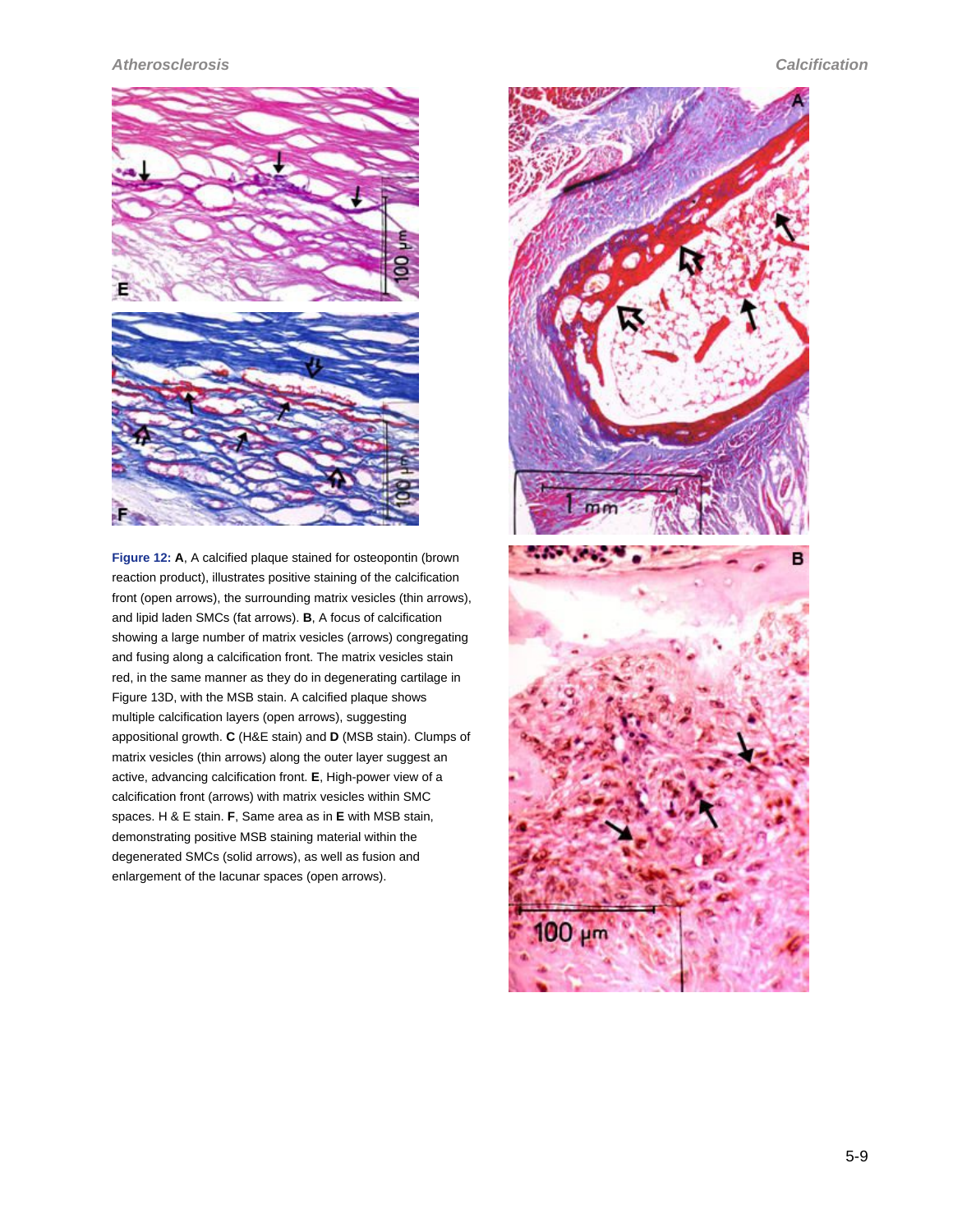**Figure 12:** **A**, A calcified plaque stained for osteopontin (brown reaction product), illustrates positive staining of the calcification front (open arrows), the surrounding matrix vesicles (thin arrows), and lipid laden SMCs (fat arrows). **B**, A focus of calcification showing a large number of matrix vesicles (arrows) congregating and fusing along a calcification front. The matrix vesicles stain red, in the same manner as they do in degenerating cartilage in Figure 13D, with the MSB stain. A calcified plaque shows multiple calcification layers (open arrows), suggesting appositional growth. **C** (H&E stain) and **D** (MSB stain). Clumps of matrix vesicles (thin arrows) along the outer layer suggest an active, advancing calcification front. **E**, High-power view of a calcification front (arrows) with matrix vesicles within SMC spaces. H & E stain. **F**, Same area as in **E** with MSB stain, demonstrating positive MSB staining material within the degenerated SMCs (solid arrows), as well as fusion and enlargement of the lacunar spaces (open arrows).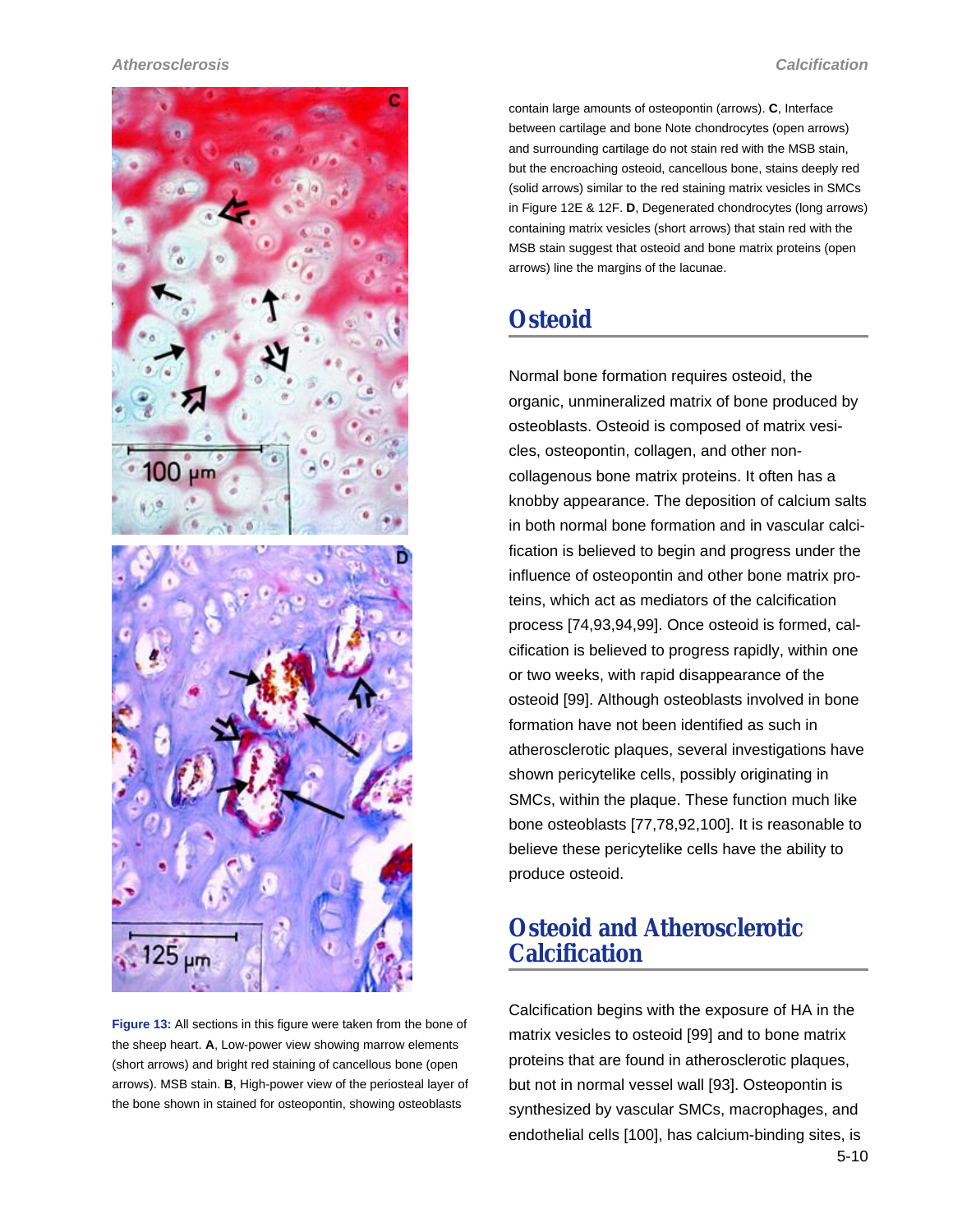**Figure 13:** All sections in this figure were taken from the bone of the sheep heart. **A**, Low-power view showing marrow elements (short arrows) and bright red staining of cancellous bone (open arrows). MSB stain. **B**, High-power view of the periosteal layer of the bone shown in stained for osteopontin, showing osteoblasts contain large amounts of osteopontin (arrows). **C**, Interface between cartilage and bone Note chondrocytes (open arrows) and surrounding cartilage do not stain red with the MSB stain, but the encroaching osteoid, cancellous bone, stains deeply red (solid arrows) similar to the red staining matrix vesicles in SMCs in Figure 12E & 12F. **D**, Degenerated chondrocytes (long arrows) containing matrix vesicles (short arrows) that stain red with the MSB stain suggest that osteoid and bone matrix proteins (open arrows) line the margins of the lacunae.

## Osteoid

Normal bone formation requires osteoid, the organic, unmineralized matrix of bone produced by osteoblasts. Osteoid is composed of matrix vesicles, osteopontin, collagen, and other non-collagenous bone matrix proteins. It often has a knobby appearance. The deposition of calcium salts in both normal bone formation and in vascular calcification is believed to begin and progress under the influence of osteopontin and other bone matrix proteins, which act as mediators of the calcification process [74,93,94,99]. Once osteoid is formed, calcification is believed to progress rapidly, within one or two weeks, with rapid disappearance of the osteoid [99]. Although osteoblasts involved in bone formation have not been identified as such in atherosclerotic plaques, several investigations have shown pericytelike cells, possibly originating in SMCs, within the plaque. These function much like bone osteoblasts [77,78,92,100]. It is reasonable to believe these pericytelike cells have the ability to produce osteoid.

## Osteoid and Atherosclerotic Calcification

Calcification begins with the exposure of HA in the matrix vesicles to osteoid [99] and to bone matrix proteins that are found in atherosclerotic plaques, but not in normal vessel wall [93]. Osteopontin is synthesized by vascular SMCs, macrophages, and endothelial cells [100], has calcium-binding sites, is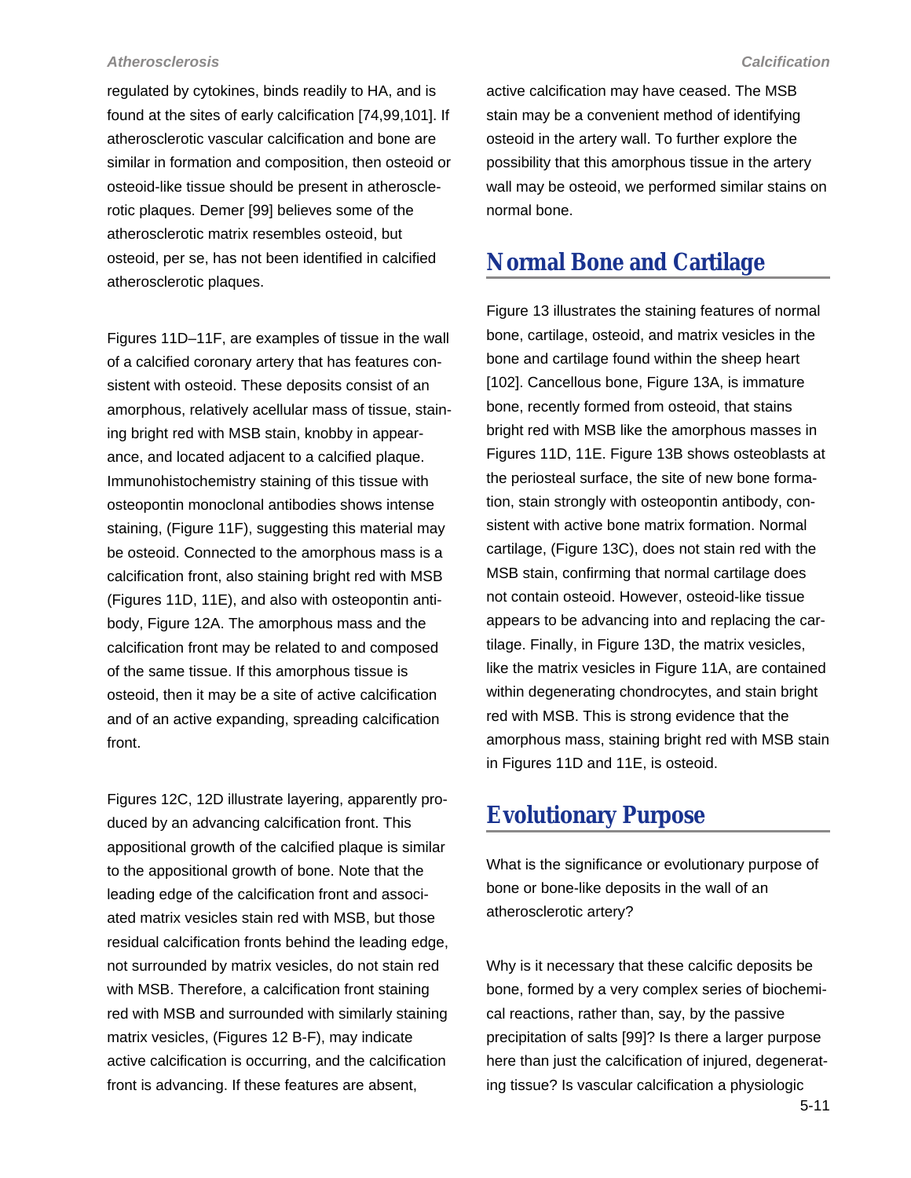regulated by cytokines, binds readily to HA, and is found at the sites of early calcification [74,99,101]. If atherosclerotic vascular calcification and bone are similar in formation and composition, then osteoid or osteoid-like tissue should be present in atherosclerotic plaques. Demer [99] believes some of the atherosclerotic matrix resembles osteoid, but osteoid, per se, has not been identified in calcified atherosclerotic plaques.

Figures 11D–11F, are examples of tissue in the wall of a calcified coronary artery that has features consistent with osteoid. These deposits consist of an amorphous, relatively acellular mass of tissue, staining bright red with MSB stain, knobby in appearance, and located adjacent to a calcified plaque. Immunohistochemistry staining of this tissue with osteopontin monoclonal antibodies shows intense staining, (Figure 11F), suggesting this material may be osteoid. Connected to the amorphous mass is a calcification front, also staining bright red with MSB (Figures 11D, 11E), and also with osteopontin antibody, Figure 12A. The amorphous mass and the calcification front may be related to and composed of the same tissue. If this amorphous tissue is osteoid, then it may be a site of active calcification and of an active expanding, spreading calcification front.

Figures 12C, 12D illustrate layering, apparently produced by an advancing calcification front. This appositional growth of the calcified plaque is similar to the appositional growth of bone. Note that the leading edge of the calcification front and associated matrix vesicles stain red with MSB, but those residual calcification fronts behind the leading edge, not surrounded by matrix vesicles, do not stain red with MSB. Therefore, a calcification front staining red with MSB and surrounded with similarly staining matrix vesicles, (Figures 12 B-F), may indicate active calcification is occurring, and the calcification front is advancing. If these features are absent, active calcification may have ceased. The MSB stain may be a convenient method of identifying osteoid in the artery wall. To further explore the possibility that this amorphous tissue in the artery wall may be osteoid, we performed similar stains on normal bone.

## Normal Bone and Cartilage

Figure 13 illustrates the staining features of normal bone, cartilage, osteoid, and matrix vesicles in the bone and cartilage found within the sheep heart [102]. Cancellous bone, Figure 13A, is immature bone, recently formed from osteoid, that stains bright red with MSB like the amorphous masses in Figures 11D, 11E. Figure 13B shows osteoblasts at the periosteal surface, the site of new bone formation, stain strongly with osteopontin antibody, consistent with active bone matrix formation. Normal cartilage, (Figure 13C), does not stain red with the MSB stain, confirming that normal cartilage does not contain osteoid. However, osteoid-like tissue appears to be advancing into and replacing the cartilage. Finally, in Figure 13D, the matrix vesicles, like the matrix vesicles in Figure 11A, are contained within degenerating chondrocytes, and stain bright red with MSB. This is strong evidence that the amorphous mass, staining bright red with MSB stain in Figures 11D and 11E, is osteoid.

## Evolutionary Purpose

What is the significance or evolutionary purpose of bone or bone-like deposits in the wall of an atherosclerotic artery?

Why is it necessary that these calcific deposits be bone, formed by a very complex series of biochemical reactions, rather than, say, by the passive precipitation of salts [99]? Is there a larger purpose here than just the calcification of injured, degenerating tissue? Is vascular calcification a physiologic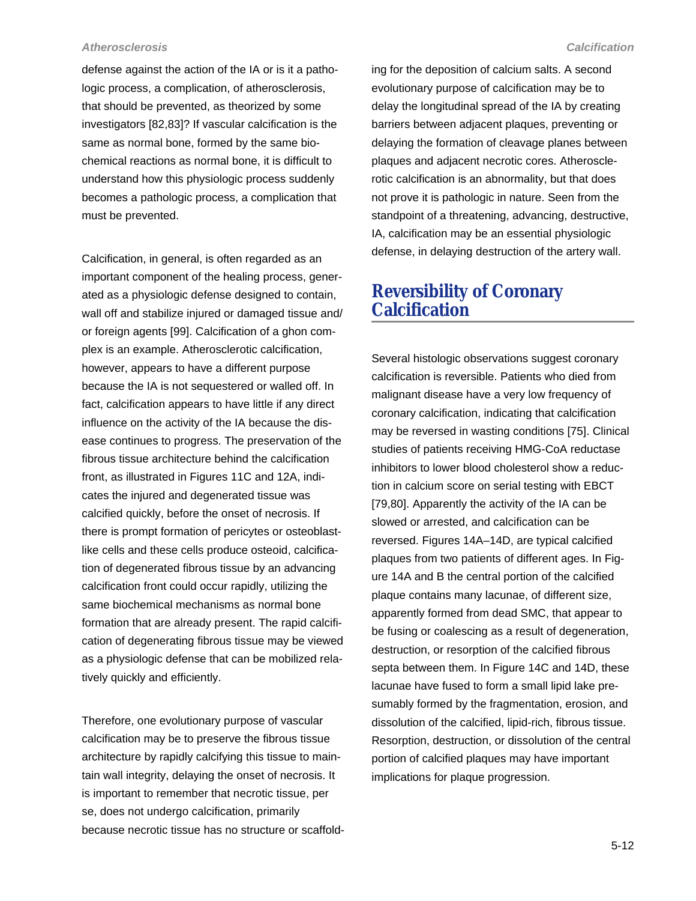defense against the action of the IA or is it a pathologic process, a complication, of atherosclerosis, that should be prevented, as theorized by some investigators [82,83]? If vascular calcification is the same as normal bone, formed by the same biochemical reactions as normal bone, it is difficult to understand how this physiologic process suddenly becomes a pathologic process, a complication that must be prevented.

Calcification, in general, is often regarded as an important component of the healing process, generated as a physiologic defense designed to contain, wall off and stabilize injured or damaged tissue and/or foreign agents [99]. Calcification of a ghon complex is an example. Atherosclerotic calcification, however, appears to have a different purpose because the IA is not sequestered or walled off. In fact, calcification appears to have little if any direct influence on the activity of the IA because the disease continues to progress. The preservation of the fibrous tissue architecture behind the calcification front, as illustrated in Figures 11C and 12A, indicates the injured and degenerated tissue was calcified quickly, before the onset of necrosis. If there is prompt formation of pericytes or osteoblast-like cells and these cells produce osteoid, calcification of degenerated fibrous tissue by an advancing calcification front could occur rapidly, utilizing the same biochemical mechanisms as normal bone formation that are already present. The rapid calcification of degenerating fibrous tissue may be viewed as a physiologic defense that can be mobilized relatively quickly and efficiently.

Therefore, one evolutionary purpose of vascular calcification may be to preserve the fibrous tissue architecture by rapidly calcifying this tissue to maintain wall integrity, delaying the onset of necrosis. It is important to remember that necrotic tissue, per se, does not undergo calcification, primarily because necrotic tissue has no structure or scaffolding for the deposition of calcium salts. A second evolutionary purpose of calcification may be to delay the longitudinal spread of the IA by creating barriers between adjacent plaques, preventing or delaying the formation of cleavage planes between plaques and adjacent necrotic cores. Atherosclerotic calcification is an abnormality, but that does not prove it is pathologic in nature. Seen from the standpoint of a threatening, advancing, destructive, IA, calcification may be an essential physiologic defense, in delaying destruction of the artery wall.

## Reversibility of Coronary Calcification

Several histologic observations suggest coronary calcification is reversible. Patients who died from malignant disease have a very low frequency of coronary calcification, indicating that calcification may be reversed in wasting conditions [75]. Clinical studies of patients receiving HMG-CoA reductase inhibitors to lower blood cholesterol show a reduction in calcium score on serial testing with EBCT [79,80]. Apparently the activity of the IA can be slowed or arrested, and calcification can be reversed. Figures 14A–14D, are typical calcified plaques from two patients of different ages. In Figure 14A and B the central portion of the calcified plaque contains many lacunae, of different size, apparently formed from dead SMC, that appear to be fusing or coalescing as a result of degeneration, destruction, or resorption of the calcified fibrous septa between them. In Figure 14C and 14D, these lacunae have fused to form a small lipid lake presumably formed by the fragmentation, erosion, and dissolution of the calcified, lipid-rich, fibrous tissue. Resorption, destruction, or dissolution of the central portion of calcified plaques may have important implications for plaque progression.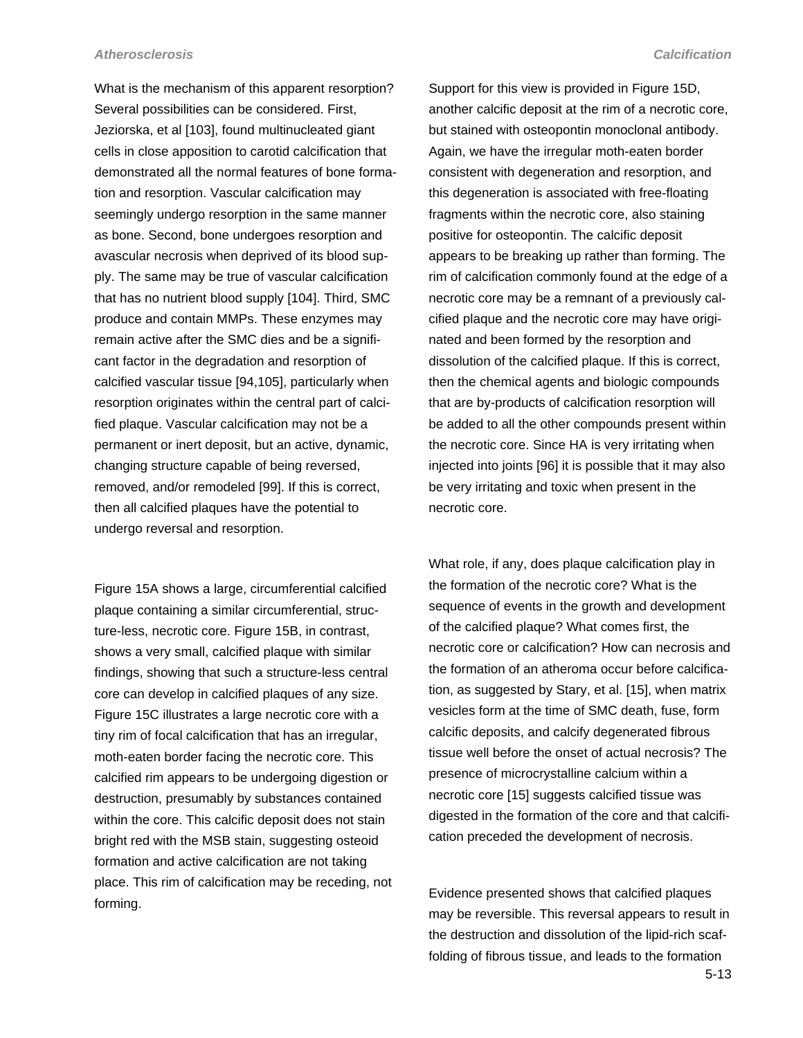What is the mechanism of this apparent resorption? Several possibilities can be considered. First, Jeziorska, et al [103], found multinucleated giant cells in close apposition to carotid calcification that demonstrated all the normal features of bone formation and resorption. Vascular calcification may seemingly undergo resorption in the same manner as bone. Second, bone undergoes resorption and avascular necrosis when deprived of its blood supply. The same may be true of vascular calcification that has no nutrient blood supply [104]. Third, SMC produce and contain MMPs. These enzymes may remain active after the SMC dies and be a significant factor in the degradation and resorption of calcified vascular tissue [94,105], particularly when resorption originates within the central part of calcified plaque. Vascular calcification may not be a permanent or inert deposit, but an active, dynamic, changing structure capable of being reversed, removed, and/or remodeled [99]. If this is correct, then all calcified plaques have the potential to undergo reversal and resorption.

Figure 15A shows a large, circumferential calcified plaque containing a similar circumferential, structure-less, necrotic core. Figure 15B, in contrast, shows a very small, calcified plaque with similar findings, showing that such a structure-less central core can develop in calcified plaques of any size. Figure 15C illustrates a large necrotic core with a tiny rim of focal calcification that has an irregular, moth-eaten border facing the necrotic core. This calcified rim appears to be undergoing digestion or destruction, presumably by substances contained within the core. This calcific deposit does not stain bright red with the MSB stain, suggesting osteoid formation and active calcification are not taking place. This rim of calcification may be receding, not forming.

Support for this view is provided in Figure 15D, another calcific deposit at the rim of a necrotic core, but stained with osteopontin monoclonal antibody. Again, we have the irregular moth-eaten border consistent with degeneration and resorption, and this degeneration is associated with free-floating fragments within the necrotic core, also staining positive for osteopontin. The calcific deposit appears to be breaking up rather than forming. The rim of calcification commonly found at the edge of a necrotic core may be a remnant of a previously calcified plaque and the necrotic core may have originated and been formed by the resorption and dissolution of the calcified plaque. If this is correct, then the chemical agents and biologic compounds that are by-products of calcification resorption will be added to all the other compounds present within the necrotic core. Since HA is very irritating when injected into joints [96] it is possible that it may also be very irritating and toxic when present in the necrotic core.

What role, if any, does plaque calcification play in the formation of the necrotic core? What is the sequence of events in the growth and development of the calcified plaque? What comes first, the necrotic core or calcification? How can necrosis and the formation of an atheroma occur before calcification, as suggested by Stary, et al. [15], when matrix vesicles form at the time of SMC death, fuse, form calcific deposits, and calcify degenerated fibrous tissue well before the onset of actual necrosis? The presence of microcrystalline calcium within a necrotic core [15] suggests calcified tissue was digested in the formation of the core and that calcification preceded the development of necrosis.

Evidence presented shows that calcified plaques may be reversible. This reversal appears to result in the destruction and dissolution of the lipid-rich scaffolding of fibrous tissue, and leads to the formation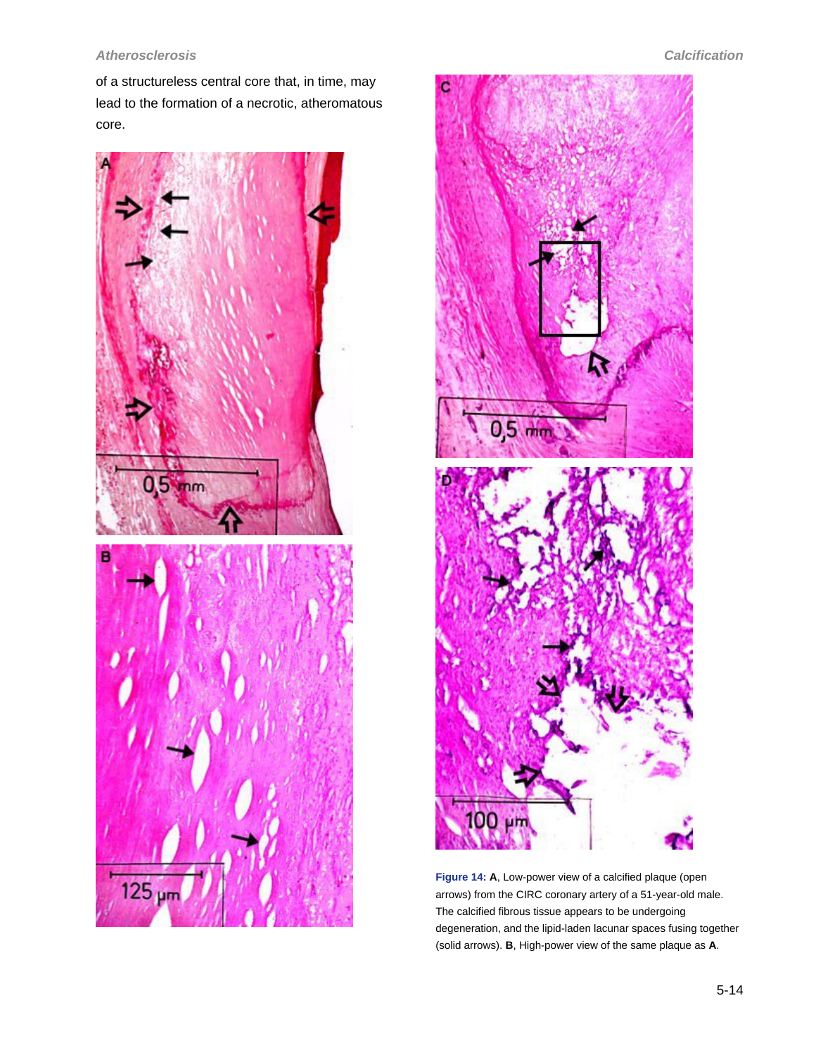of a structureless central core that, in time, may lead to the formation of a necrotic, atheromatous core.

**Figure 14:** **A**, Low-power view of a calcified plaque (open arrows) from the CIRC coronary artery of a 51-year-old male. The calcified fibrous tissue appears to be undergoing degeneration, and the lipid-laden lacunar spaces fusing together (solid arrows). **B**, High-power view of the same plaque as **A**.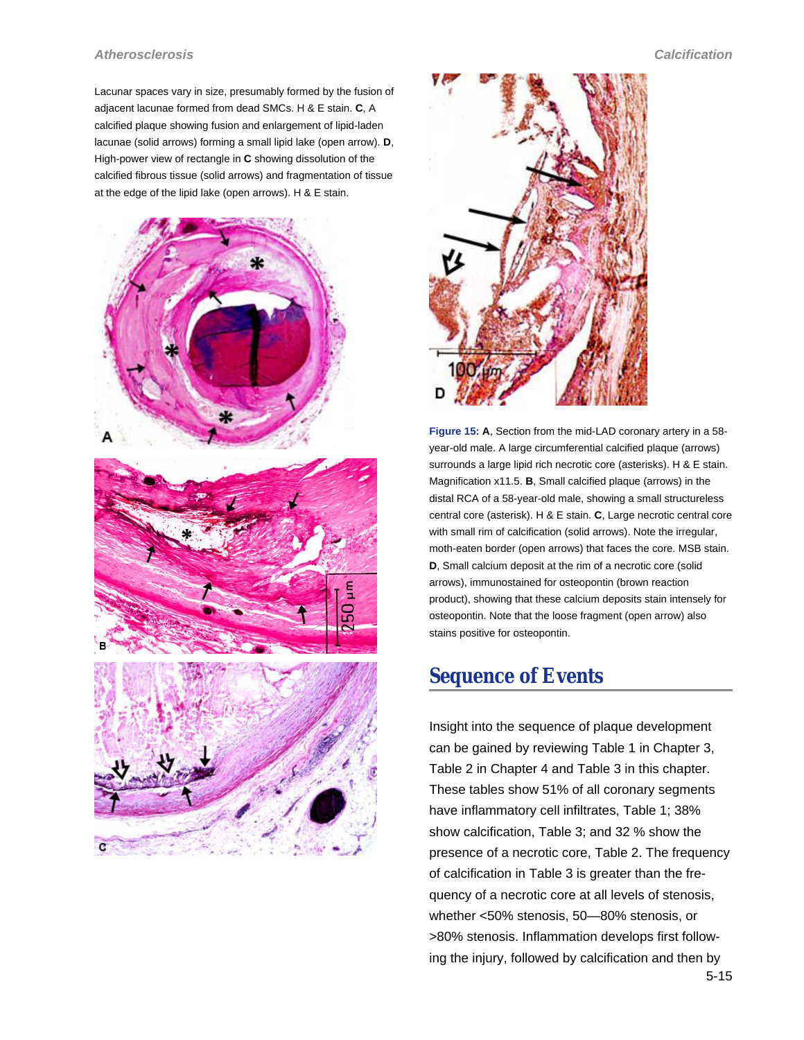Lacunar spaces vary in size, presumably formed by the fusion of adjacent lacunae formed from dead SMCs. H & E stain. **C**, A calcified plaque showing fusion and enlargement of lipid-laden lacunae (solid arrow) forming a small lipid lake (open arrow). **D**, High-power view of rectangle in **C** showing dissolution of the calcified fibrous tissue (solid arrows) and fragmentation of tissue at the edge of the lipid lake (open arrows). H & E stain.

**Figure 15:** **A**, Section from the mid-LAD coronary artery in a 58-year-old male. A large circumferential calcified plaque (arrows) surrounds a large lipid rich necrotic core (asterisks). H & E stain. Magnification x11.5. **B**, Small calcified plaque (arrows) in the distal RCA of a 58-year-old male, showing a small structureless central core (asterisk). H & E stain. **C**, Large necrotic central core with small rim of calcification (solid arrows). Note the irregular, moth-eaten border (open arrows) that faces the core. MSB stain. **D**, Small calcium deposit at the rim of a necrotic core (solid arrows), immunostained for osteopontin (brown reaction product), showing that these calcium deposits stain intensely for osteopontin. Note that the loose fragment (open arrow) also stains positive for osteopontin.

## Sequence of Events

Insight into the sequence of plaque development can be gained by reviewing Table 1 in Chapter 3, Table 2 in Chapter 4 and Table 3 in this chapter. These tables show 51% of all coronary segments have inflammatory cell infiltrates, Table 1; 38% show calcification, Table 3; and 32 % show the presence of a necrotic core, Table 2. The frequency of calcification in Table 3 is greater than the frequency of a necrotic core at all levels of stenosis, whether <50% stenosis, 50—80% stenosis, or >80% stenosis. Inflammation develops first following the injury, followed by calcification and then by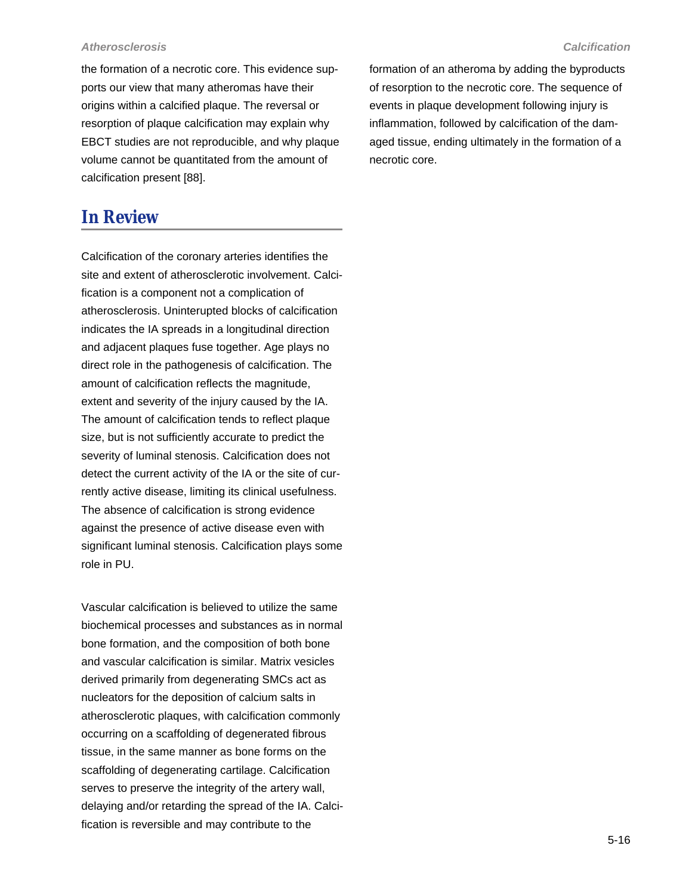the formation of a necrotic core. This evidence supports our view that many atheromas have their origins within a calcified plaque. The reversal or resorption of plaque calcification may explain why EBCT studies are not reproducible, and why plaque volume cannot be quantitated from the amount of calcification present [88].

## In Review

Calcification of the coronary arteries identifies the site and extent of atherosclerotic involvement. Calcification is a component not a complication of atherosclerosis. Uninterupted blocks of calcification indicates the IA spreads in a longitudinal direction and adjacent plaques fuse together. Age plays no direct role in the pathogenesis of calcification. The amount of calcification reflects the magnitude, extent and severity of the injury caused by the IA. The amount of calcification tends to reflect plaque size, but is not sufficiently accurate to predict the severity of luminal stenosis. Calcification does not detect the current activity of the IA or the site of currently active disease, limiting its clinical usefulness. The absence of calcification is strong evidence against the presence of active disease even with significant luminal stenosis. Calcification plays some role in PU.

Vascular calcification is believed to utilize the same biochemical processes and substances as in normal bone formation, and the composition of both bone and vascular calcification is similar. Matrix vesicles derived primarily from degenerating SMCs act as nucleators for the deposition of calcium salts in atherosclerotic plaques, with calcification commonly occurring on a scaffolding of degenerated fibrous tissue, in the same manner as bone forms on the scaffolding of degenerating cartilage. Calcification serves to preserve the integrity of the artery wall, delaying and/or retarding the spread of the IA. Calcification is reversible and may contribute to the formation of an atheroma by adding the byproducts of resorption to the necrotic core. The sequence of events in plaque development following injury is inflammation, followed by calcification of the damaged tissue, ending ultimately in the formation of a necrotic core.